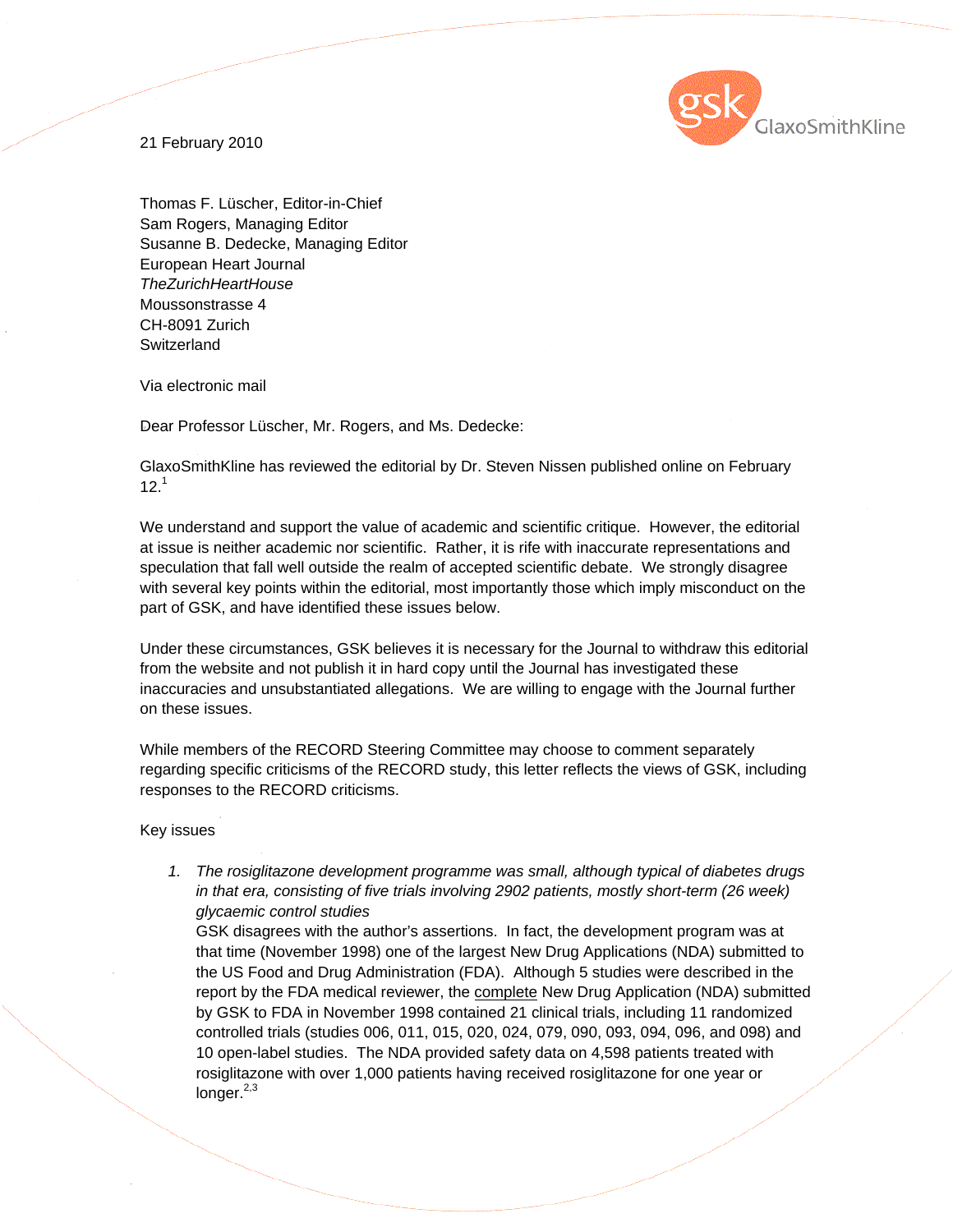21 February 2010

Thomas F. Lüscher, Editor-in-Chief
Sam Rogers, Managing Editor
Susanne B. Dedecke, Managing Editor
European Heart Journal
*TheZurichHeartHouse*
Moussonstrasse 4
CH-8091 Zurich
Switzerland

Via electronic mail

Dear Professor Lüscher, Mr. Rogers, and Ms. Dedecke:

GlaxoSmithKline has reviewed the editorial by Dr. Steven Nissen published online on February 12.[1]

We understand and support the value of academic and scientific critique. However, the editorial at issue is neither academic nor scientific. Rather, it is rife with inaccurate representations and speculation that fall well outside the realm of accepted scientific debate. We strongly disagree with several key points within the editorial, most importantly those which imply misconduct on the part of GSK, and have identified these issues below.

Under these circumstances, GSK believes it is necessary for the Journal to withdraw this editorial from the website and not publish it in hard copy until the Journal has investigated these inaccuracies and unsubstantiated allegations. We are willing to engage with the Journal further on these issues.

While members of the RECORD Steering Committee may choose to comment separately regarding specific criticisms of the RECORD study, this letter reflects the views of GSK, including responses to the RECORD criticisms.

Key issues

1. *The rosiglitazone development programme was small, although typical of diabetes drugs in that era, consisting of five trials involving 2902 patients, mostly short-term (26 week) glycaemic control studies*
   GSK disagrees with the author's assertions. In fact, the development program was at that time (November 1998) one of the largest New Drug Applications (NDA) submitted to the US Food and Drug Administration (FDA). Although 5 studies were described in the report by the FDA medical reviewer, the complete New Drug Application (NDA) submitted by GSK to FDA in November 1998 contained 21 clinical trials, including 11 randomized controlled trials (studies 006, 011, 015, 020, 024, 079, 090, 093, 094, 096, and 098) and 10 open-label studies. The NDA provided safety data on 4,598 patients treated with rosiglitazone with over 1,000 patients having received rosiglitazone for one year or longer.[2,3]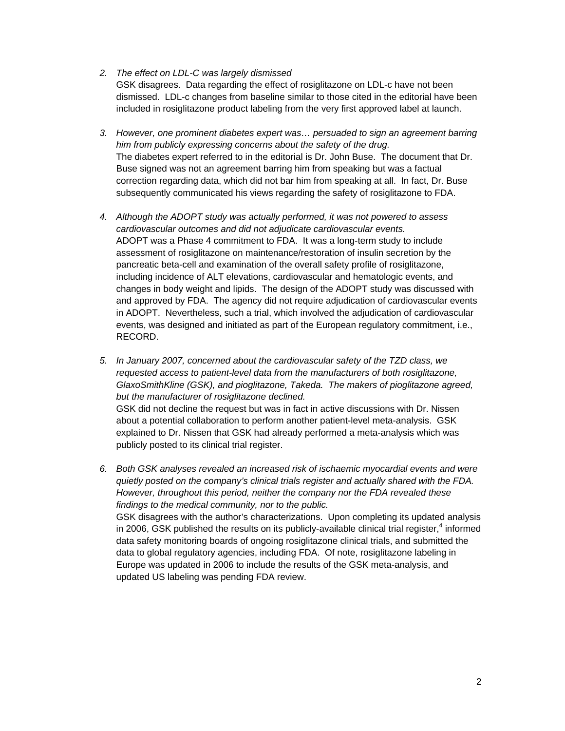2. *The effect on LDL-C was largely dismissed*
   GSK disagrees. Data regarding the effect of rosiglitazone on LDL-c have not been dismissed. LDL-c changes from baseline similar to those cited in the editorial have been included in rosiglitazone product labeling from the very first approved label at launch.

3. *However, one prominent diabetes expert was… persuaded to sign an agreement barring him from publicly expressing concerns about the safety of the drug.*
   The diabetes expert referred to in the editorial is Dr. John Buse. The document that Dr. Buse signed was not an agreement barring him from speaking but was a factual correction regarding data, which did not bar him from speaking at all. In fact, Dr. Buse subsequently communicated his views regarding the safety of rosiglitazone to FDA.

4. *Although the ADOPT study was actually performed, it was not powered to assess cardiovascular outcomes and did not adjudicate cardiovascular events.*
   ADOPT was a Phase 4 commitment to FDA. It was a long-term study to include assessment of rosiglitazone on maintenance/restoration of insulin secretion by the pancreatic beta-cell and examination of the overall safety profile of rosiglitazone, including incidence of ALT elevations, cardiovascular and hematologic events, and changes in body weight and lipids. The design of the ADOPT study was discussed with and approved by FDA. The agency did not require adjudication of cardiovascular events in ADOPT. Nevertheless, such a trial, which involved the adjudication of cardiovascular events, was designed and initiated as part of the European regulatory commitment, i.e., RECORD.

5. *In January 2007, concerned about the cardiovascular safety of the TZD class, we requested access to patient-level data from the manufacturers of both rosiglitazone, GlaxoSmithKline (GSK), and pioglitazone, Takeda. The makers of pioglitazone agreed, but the manufacturer of rosiglitazone declined.*
   GSK did not decline the request but was in fact in active discussions with Dr. Nissen about a potential collaboration to perform another patient-level meta-analysis. GSK explained to Dr. Nissen that GSK had already performed a meta-analysis which was publicly posted to its clinical trial register.

6. *Both GSK analyses revealed an increased risk of ischaemic myocardial events and were quietly posted on the company's clinical trials register and actually shared with the FDA. However, throughout this period, neither the company nor the FDA revealed these findings to the medical community, nor to the public.*
   GSK disagrees with the author's characterizations. Upon completing its updated analysis in 2006, GSK published the results on its publicly-available clinical trial register,[4] informed data safety monitoring boards of ongoing rosiglitazone clinical trials, and submitted the data to global regulatory agencies, including FDA. Of note, rosiglitazone labeling in Europe was updated in 2006 to include the results of the GSK meta-analysis, and updated US labeling was pending FDA review.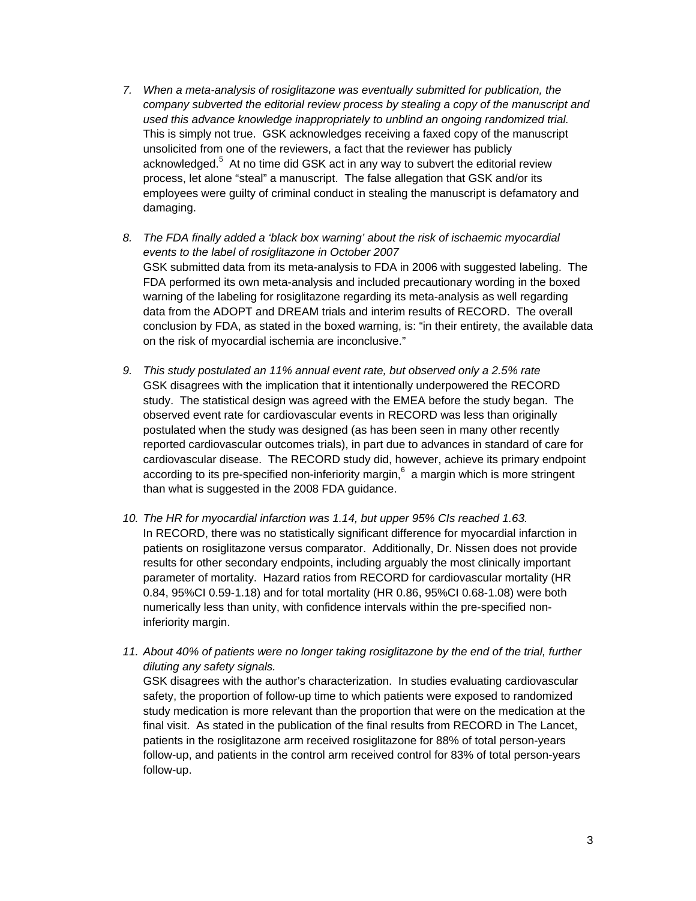7. *When a meta-analysis of rosiglitazone was eventually submitted for publication, the company subverted the editorial review process by stealing a copy of the manuscript and used this advance knowledge inappropriately to unblind an ongoing randomized trial.* This is simply not true. GSK acknowledges receiving a faxed copy of the manuscript unsolicited from one of the reviewers, a fact that the reviewer has publicly acknowledged.[5] At no time did GSK act in any way to subvert the editorial review process, let alone "steal" a manuscript. The false allegation that GSK and/or its employees were guilty of criminal conduct in stealing the manuscript is defamatory and damaging.

8. *The FDA finally added a 'black box warning' about the risk of ischaemic myocardial events to the label of rosiglitazone in October 2007*
   GSK submitted data from its meta-analysis to FDA in 2006 with suggested labeling. The FDA performed its own meta-analysis and included precautionary wording in the boxed warning of the labeling for rosiglitazone regarding its meta-analysis as well regarding data from the ADOPT and DREAM trials and interim results of RECORD. The overall conclusion by FDA, as stated in the boxed warning, is: "in their entirety, the available data on the risk of myocardial ischemia are inconclusive."

9. *This study postulated an 11% annual event rate, but observed only a 2.5% rate*
   GSK disagrees with the implication that it intentionally underpowered the RECORD study. The statistical design was agreed with the EMEA before the study began. The observed event rate for cardiovascular events in RECORD was less than originally postulated when the study was designed (as has been seen in many other recently reported cardiovascular outcomes trials), in part due to advances in standard of care for cardiovascular disease. The RECORD study did, however, achieve its primary endpoint according to its pre-specified non-inferiority margin,[6] a margin which is more stringent than what is suggested in the 2008 FDA guidance.

10. *The HR for myocardial infarction was 1.14, but upper 95% CIs reached 1.63.*
    In RECORD, there was no statistically significant difference for myocardial infarction in patients on rosiglitazone versus comparator. Additionally, Dr. Nissen does not provide results for other secondary endpoints, including arguably the most clinically important parameter of mortality. Hazard ratios from RECORD for cardiovascular mortality (HR 0.84, 95%CI 0.59-1.18) and for total mortality (HR 0.86, 95%CI 0.68-1.08) were both numerically less than unity, with confidence intervals within the pre-specified non-inferiority margin.

11. *About 40% of patients were no longer taking rosiglitazone by the end of the trial, further diluting any safety signals.*
    GSK disagrees with the author's characterization. In studies evaluating cardiovascular safety, the proportion of follow-up time to which patients were exposed to randomized study medication is more relevant than the proportion that were on the medication at the final visit. As stated in the publication of the final results from RECORD in The Lancet, patients in the rosiglitazone arm received rosiglitazone for 88% of total person-years follow-up, and patients in the control arm received control for 83% of total person-years follow-up.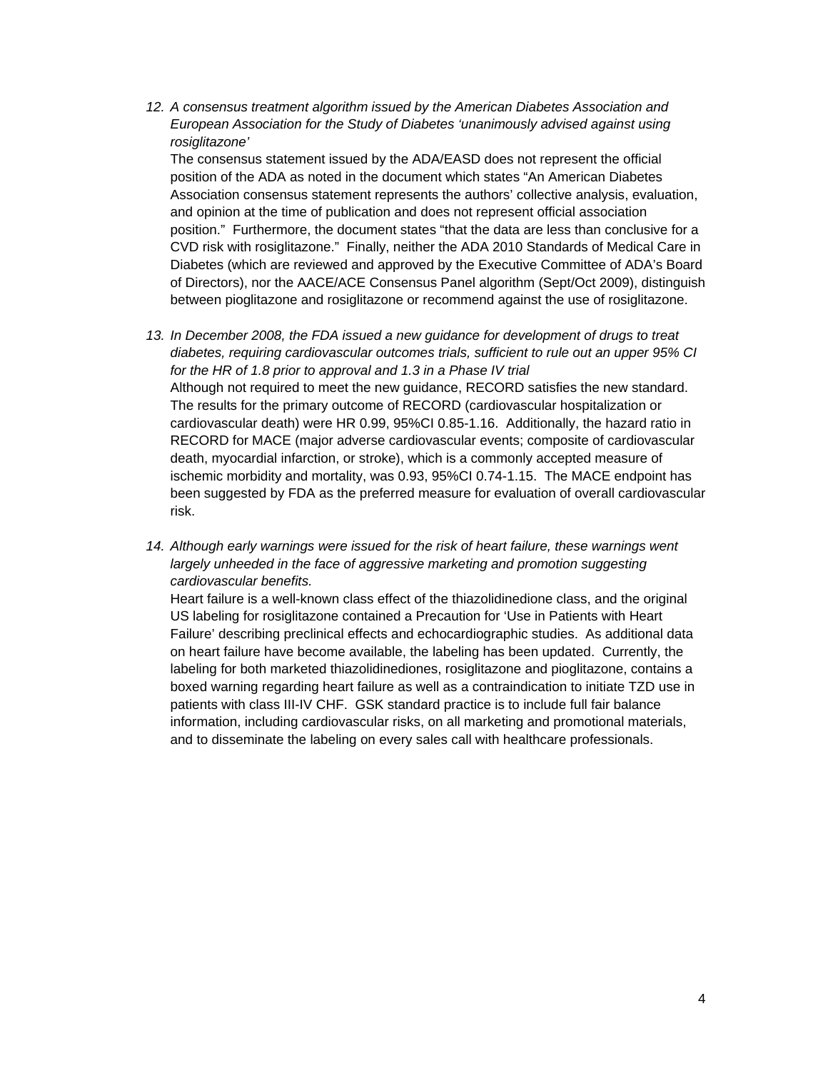12. *A consensus treatment algorithm issued by the American Diabetes Association and European Association for the Study of Diabetes 'unanimously advised against using rosiglitazone'*
    The consensus statement issued by the ADA/EASD does not represent the official position of the ADA as noted in the document which states "An American Diabetes Association consensus statement represents the authors' collective analysis, evaluation, and opinion at the time of publication and does not represent official association position." Furthermore, the document states "that the data are less than conclusive for a CVD risk with rosiglitazone." Finally, neither the ADA 2010 Standards of Medical Care in Diabetes (which are reviewed and approved by the Executive Committee of ADA's Board of Directors), nor the AACE/ACE Consensus Panel algorithm (Sept/Oct 2009), distinguish between pioglitazone and rosiglitazone or recommend against the use of rosiglitazone.

13. *In December 2008, the FDA issued a new guidance for development of drugs to treat diabetes, requiring cardiovascular outcomes trials, sufficient to rule out an upper 95% CI for the HR of 1.8 prior to approval and 1.3 in a Phase IV trial*
    Although not required to meet the new guidance, RECORD satisfies the new standard. The results for the primary outcome of RECORD (cardiovascular hospitalization or cardiovascular death) were HR 0.99, 95%CI 0.85-1.16. Additionally, the hazard ratio in RECORD for MACE (major adverse cardiovascular events; composite of cardiovascular death, myocardial infarction, or stroke), which is a commonly accepted measure of ischemic morbidity and mortality, was 0.93, 95%CI 0.74-1.15. The MACE endpoint has been suggested by FDA as the preferred measure for evaluation of overall cardiovascular risk.

14. *Although early warnings were issued for the risk of heart failure, these warnings went largely unheeded in the face of aggressive marketing and promotion suggesting cardiovascular benefits.*
    Heart failure is a well-known class effect of the thiazolidinedione class, and the original US labeling for rosiglitazone contained a Precaution for 'Use in Patients with Heart Failure' describing preclinical effects and echocardiographic studies. As additional data on heart failure have become available, the labeling has been updated. Currently, the labeling for both marketed thiazolidinediones, rosiglitazone and pioglitazone, contains a boxed warning regarding heart failure as well as a contraindication to initiate TZD use in patients with class III-IV CHF. GSK standard practice is to include full fair balance information, including cardiovascular risks, on all marketing and promotional materials, and to disseminate the labeling on every sales call with healthcare professionals.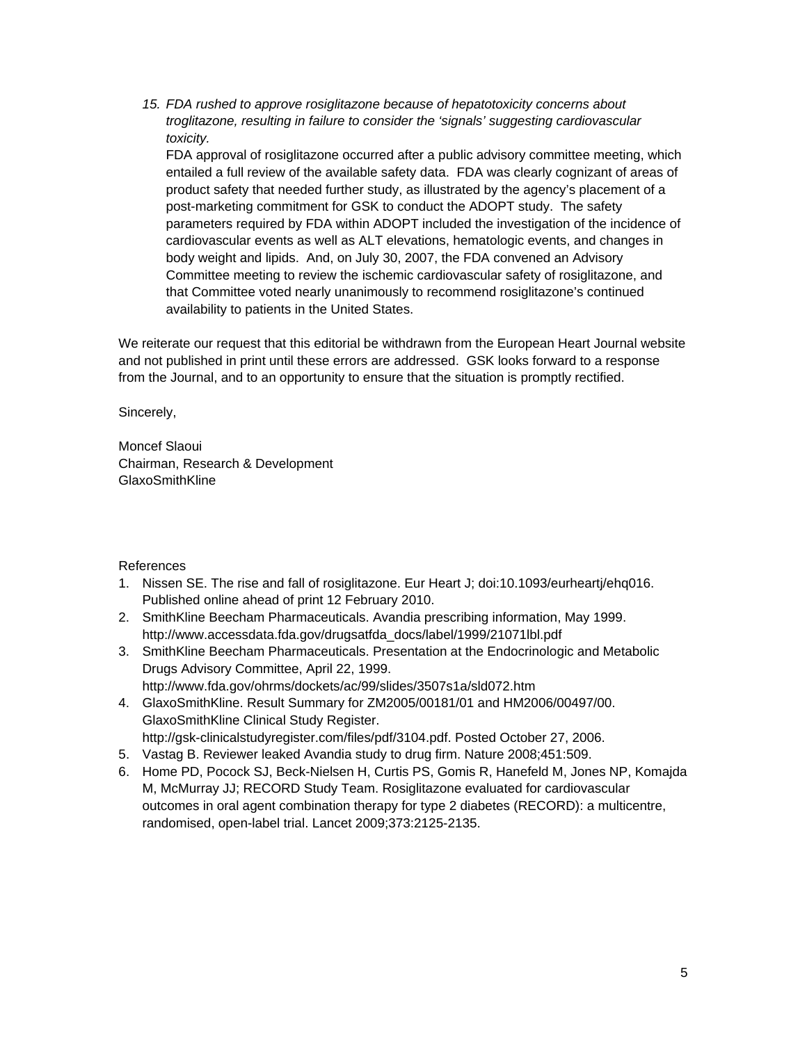15. *FDA rushed to approve rosiglitazone because of hepatotoxicity concerns about troglitazone, resulting in failure to consider the 'signals' suggesting cardiovascular toxicity.*

    FDA approval of rosiglitazone occurred after a public advisory committee meeting, which entailed a full review of the available safety data. FDA was clearly cognizant of areas of product safety that needed further study, as illustrated by the agency's placement of a post-marketing commitment for GSK to conduct the ADOPT study. The safety parameters required by FDA within ADOPT included the investigation of the incidence of cardiovascular events as well as ALT elevations, hematologic events, and changes in body weight and lipids. And, on July 30, 2007, the FDA convened an Advisory Committee meeting to review the ischemic cardiovascular safety of rosiglitazone, and that Committee voted nearly unanimously to recommend rosiglitazone's continued availability to patients in the United States.

We reiterate our request that this editorial be withdrawn from the European Heart Journal website and not published in print until these errors are addressed. GSK looks forward to a response from the Journal, and to an opportunity to ensure that the situation is promptly rectified.

Sincerely,

Moncef Slaoui
Chairman, Research & Development
GlaxoSmithKline

References

1. Nissen SE. The rise and fall of rosiglitazone. Eur Heart J; doi:10.1093/eurheartj/ehq016. Published online ahead of print 12 February 2010.
2. SmithKline Beecham Pharmaceuticals. Avandia prescribing information, May 1999. http://www.accessdata.fda.gov/drugsatfda_docs/label/1999/21071lbl.pdf
3. SmithKline Beecham Pharmaceuticals. Presentation at the Endocrinologic and Metabolic Drugs Advisory Committee, April 22, 1999. http://www.fda.gov/ohrms/dockets/ac/99/slides/3507s1a/sld072.htm
4. GlaxoSmithKline. Result Summary for ZM2005/00181/01 and HM2006/00497/00. GlaxoSmithKline Clinical Study Register. http://gsk-clinicalstudyregister.com/files/pdf/3104.pdf. Posted October 27, 2006.
5. Vastag B. Reviewer leaked Avandia study to drug firm. Nature 2008;451:509.
6. Home PD, Pocock SJ, Beck-Nielsen H, Curtis PS, Gomis R, Hanefeld M, Jones NP, Komajda M, McMurray JJ; RECORD Study Team. Rosiglitazone evaluated for cardiovascular outcomes in oral agent combination therapy for type 2 diabetes (RECORD): a multicentre, randomised, open-label trial. Lancet 2009;373:2125-2135.